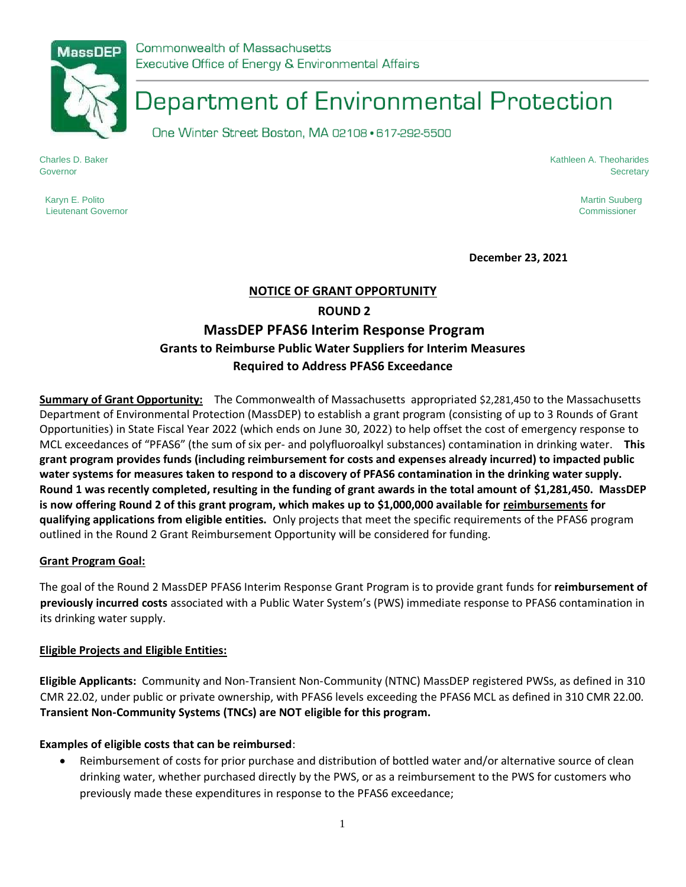MassDEP

Commonwealth of Massachusetts
Executive Office of Energy & Environmental Affairs

# Department of Environmental Protection

One Winter Street Boston, MA 02108 • 617-292-5500

Charles D. Baker
Governor

Karyn E. Polito
Lieutenant Governor

Kathleen A. Theoharides
Secretary

Martin Suuberg
Commissioner

**December 23, 2021**

## NOTICE OF GRANT OPPORTUNITY

### ROUND 2

## MassDEP PFAS6 Interim Response Program

### Grants to Reimburse Public Water Suppliers for Interim Measures Required to Address PFAS6 Exceedance

**Summary of Grant Opportunity:** The Commonwealth of Massachusetts appropriated $2,281,450 to the Massachusetts Department of Environmental Protection (MassDEP) to establish a grant program (consisting of up to 3 Rounds of Grant Opportunities) in State Fiscal Year 2022 (which ends on June 30, 2022) to help offset the cost of emergency response to MCL exceedances of "PFAS6" (the sum of six per- and polyfluoroalkyl substances) contamination in drinking water. **This grant program provides funds (including reimbursement for costs and expenses already incurred) to impacted public water systems for measures taken to respond to a discovery of PFAS6 contamination in the drinking water supply. Round 1 was recently completed, resulting in the funding of grant awards in the total amount of $1,281,450. MassDEP is now offering Round 2 of this grant program, which makes up to $1,000,000 available for reimbursements for qualifying applications from eligible entities.** Only projects that meet the specific requirements of the PFAS6 program outlined in the Round 2 Grant Reimbursement Opportunity will be considered for funding.

**Grant Program Goal:**

The goal of the Round 2 MassDEP PFAS6 Interim Response Grant Program is to provide grant funds for **reimbursement of previously incurred costs** associated with a Public Water System's (PWS) immediate response to PFAS6 contamination in its drinking water supply.

**Eligible Projects and Eligible Entities:**

**Eligible Applicants:** Community and Non-Transient Non-Community (NTNC) MassDEP registered PWSs, as defined in 310 CMR 22.02, under public or private ownership, with PFAS6 levels exceeding the PFAS6 MCL as defined in 310 CMR 22.00. **Transient Non-Community Systems (TNCs) are NOT eligible for this program.**

**Examples of eligible costs that can be reimbursed**:

- Reimbursement of costs for prior purchase and distribution of bottled water and/or alternative source of clean drinking water, whether purchased directly by the PWS, or as a reimbursement to the PWS for customers who previously made these expenditures in response to the PFAS6 exceedance;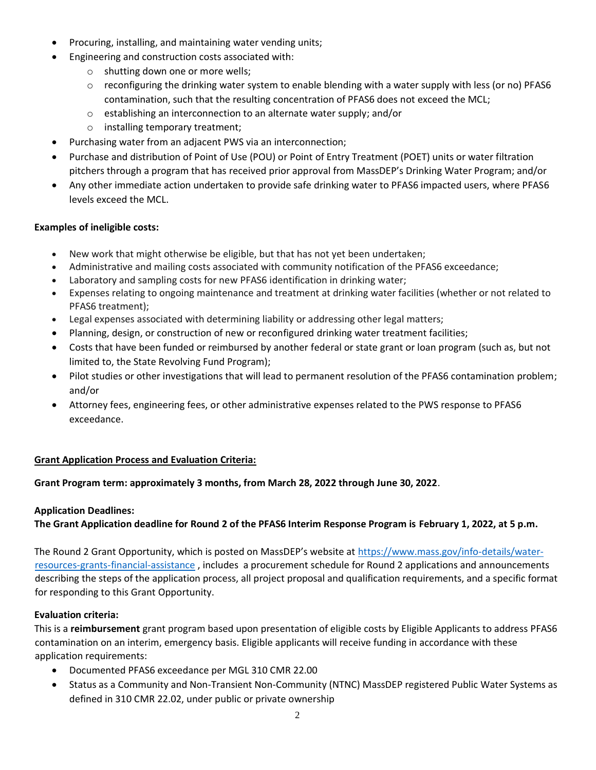- Procuring, installing, and maintaining water vending units;
- Engineering and construction costs associated with:
  - shutting down one or more wells;
  - reconfiguring the drinking water system to enable blending with a water supply with less (or no) PFAS6 contamination, such that the resulting concentration of PFAS6 does not exceed the MCL;
  - establishing an interconnection to an alternate water supply; and/or
  - installing temporary treatment;
- Purchasing water from an adjacent PWS via an interconnection;
- Purchase and distribution of Point of Use (POU) or Point of Entry Treatment (POET) units or water filtration pitchers through a program that has received prior approval from MassDEP's Drinking Water Program; and/or
- Any other immediate action undertaken to provide safe drinking water to PFAS6 impacted users, where PFAS6 levels exceed the MCL.

**Examples of ineligible costs:**

- New work that might otherwise be eligible, but that has not yet been undertaken;
- Administrative and mailing costs associated with community notification of the PFAS6 exceedance;
- Laboratory and sampling costs for new PFAS6 identification in drinking water;
- Expenses relating to ongoing maintenance and treatment at drinking water facilities (whether or not related to PFAS6 treatment);
- Legal expenses associated with determining liability or addressing other legal matters;
- Planning, design, or construction of new or reconfigured drinking water treatment facilities;
- Costs that have been funded or reimbursed by another federal or state grant or loan program (such as, but not limited to, the State Revolving Fund Program);
- Pilot studies or other investigations that will lead to permanent resolution of the PFAS6 contamination problem; and/or
- Attorney fees, engineering fees, or other administrative expenses related to the PWS response to PFAS6 exceedance.

**Grant Application Process and Evaluation Criteria:**

**Grant Program term: approximately 3 months, from March 28, 2022 through June 30, 2022**.

**Application Deadlines:**
**The Grant Application deadline for Round 2 of the PFAS6 Interim Response Program is February 1, 2022, at 5 p.m.**

The Round 2 Grant Opportunity, which is posted on MassDEP's website at [https://www.mass.gov/info-details/water-resources-grants-financial-assistance](https://www.mass.gov/info-details/water-resources-grants-financial-assistance) , includes a procurement schedule for Round 2 applications and announcements describing the steps of the application process, all project proposal and qualification requirements, and a specific format for responding to this Grant Opportunity.

**Evaluation criteria:**
This is a **reimbursement** grant program based upon presentation of eligible costs by Eligible Applicants to address PFAS6 contamination on an interim, emergency basis. Eligible applicants will receive funding in accordance with these application requirements:

- Documented PFAS6 exceedance per MGL 310 CMR 22.00
- Status as a Community and Non-Transient Non-Community (NTNC) MassDEP registered Public Water Systems as defined in 310 CMR 22.02, under public or private ownership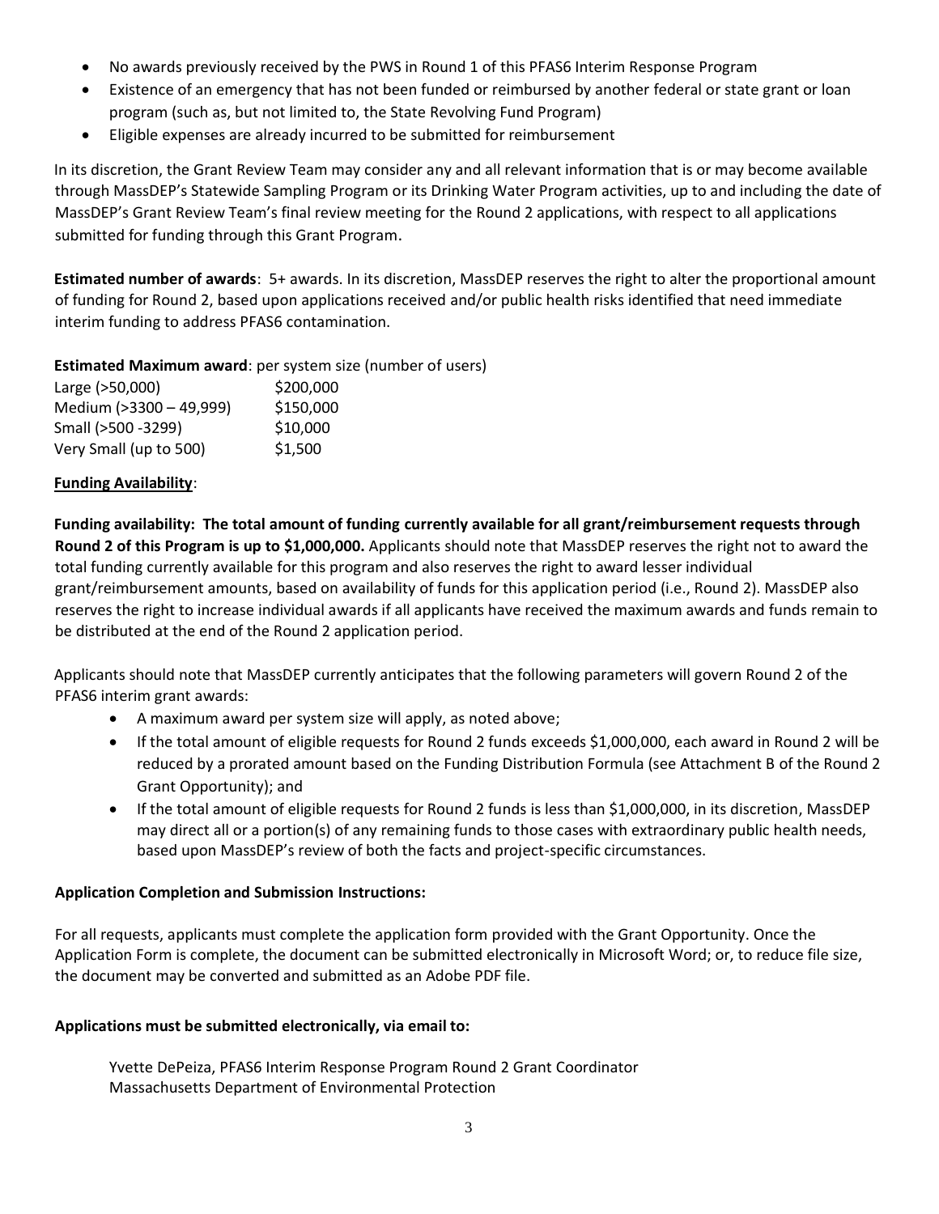- No awards previously received by the PWS in Round 1 of this PFAS6 Interim Response Program
- Existence of an emergency that has not been funded or reimbursed by another federal or state grant or loan program (such as, but not limited to, the State Revolving Fund Program)
- Eligible expenses are already incurred to be submitted for reimbursement

In its discretion, the Grant Review Team may consider any and all relevant information that is or may become available through MassDEP's Statewide Sampling Program or its Drinking Water Program activities, up to and including the date of MassDEP's Grant Review Team's final review meeting for the Round 2 applications, with respect to all applications submitted for funding through this Grant Program.

**Estimated number of awards**: 5+ awards. In its discretion, MassDEP reserves the right to alter the proportional amount of funding for Round 2, based upon applications received and/or public health risks identified that need immediate interim funding to address PFAS6 contamination.

**Estimated Maximum award**: per system size (number of users)

| | |
|---|---|
| Large (>50,000) | $200,000 |
| Medium (>3300 – 49,999) | $150,000 |
| Small (>500 -3299) | $10,000 |
| Very Small (up to 500) | $1,500 |

**Funding Availability**:

**Funding availability: The total amount of funding currently available for all grant/reimbursement requests through Round 2 of this Program is up to $1,000,000.** Applicants should note that MassDEP reserves the right not to award the total funding currently available for this program and also reserves the right to award lesser individual grant/reimbursement amounts, based on availability of funds for this application period (i.e., Round 2). MassDEP also reserves the right to increase individual awards if all applicants have received the maximum awards and funds remain to be distributed at the end of the Round 2 application period.

Applicants should note that MassDEP currently anticipates that the following parameters will govern Round 2 of the PFAS6 interim grant awards:

- A maximum award per system size will apply, as noted above;
- If the total amount of eligible requests for Round 2 funds exceeds $1,000,000, each award in Round 2 will be reduced by a prorated amount based on the Funding Distribution Formula (see Attachment B of the Round 2 Grant Opportunity); and
- If the total amount of eligible requests for Round 2 funds is less than $1,000,000, in its discretion, MassDEP may direct all or a portion(s) of any remaining funds to those cases with extraordinary public health needs, based upon MassDEP's review of both the facts and project-specific circumstances.

**Application Completion and Submission Instructions:**

For all requests, applicants must complete the application form provided with the Grant Opportunity. Once the Application Form is complete, the document can be submitted electronically in Microsoft Word; or, to reduce file size, the document may be converted and submitted as an Adobe PDF file.

**Applications must be submitted electronically, via email to:**

Yvette DePeiza, PFAS6 Interim Response Program Round 2 Grant Coordinator
Massachusetts Department of Environmental Protection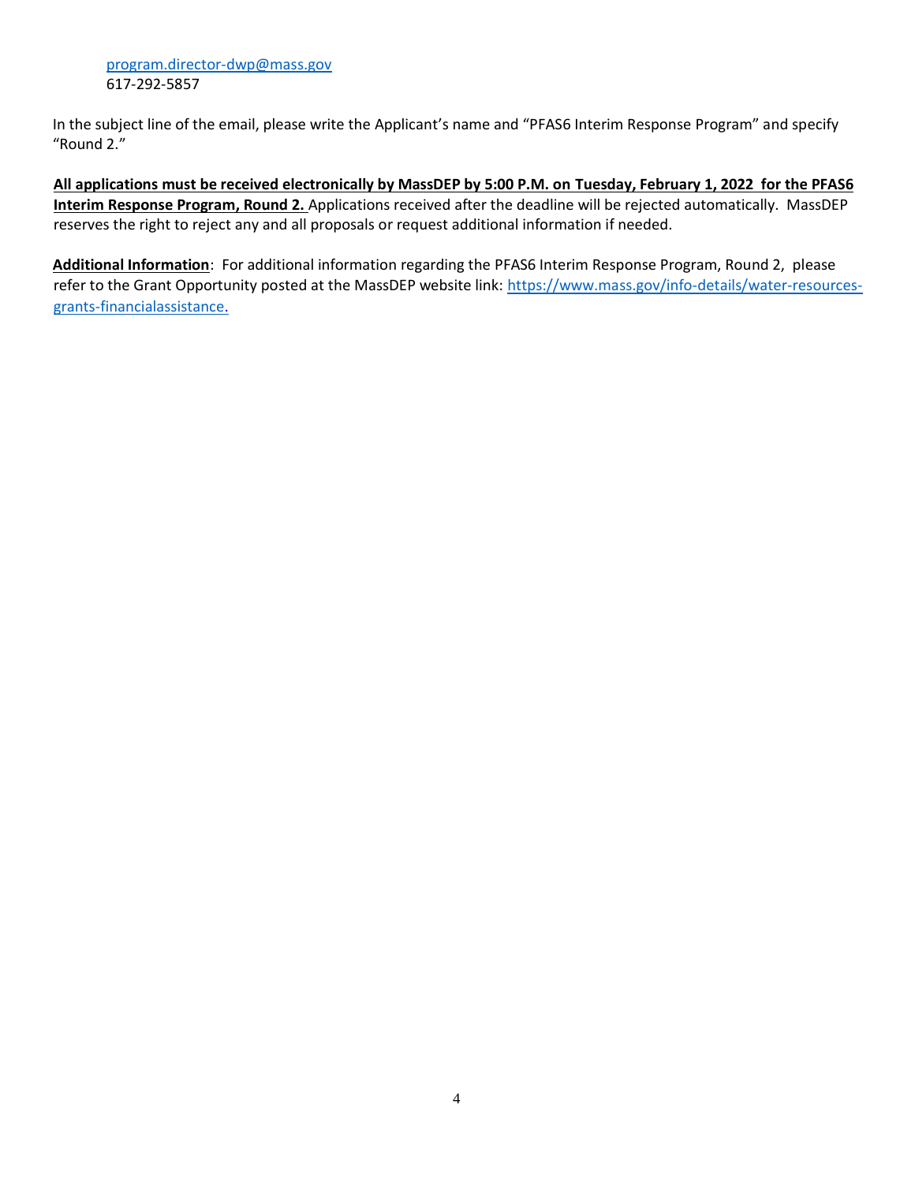program.director-dwp@mass.gov
617-292-5857

In the subject line of the email, please write the Applicant's name and "PFAS6 Interim Response Program" and specify "Round 2."

**All applications must be received electronically by MassDEP by 5:00 P.M. on Tuesday, February 1, 2022 for the PFAS6 Interim Response Program, Round 2.** Applications received after the deadline will be rejected automatically. MassDEP reserves the right to reject any and all proposals or request additional information if needed.

**Additional Information**: For additional information regarding the PFAS6 Interim Response Program, Round 2, please refer to the Grant Opportunity posted at the MassDEP website link: https://www.mass.gov/info-details/water-resources-grants-financialassistance.